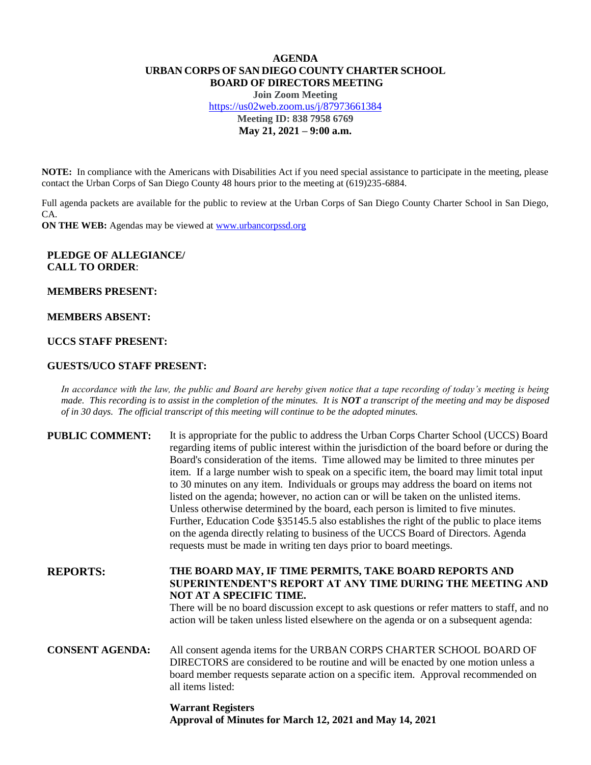# AGENDA
## URBAN CORPS OF SAN DIEGO COUNTY CHARTER SCHOOL
## BOARD OF DIRECTORS MEETING

**Join Zoom Meeting**

https://us02web.zoom.us/j/87973661384

**Meeting ID: 838 7958 6769**

**May 21, 2021 – 9:00 a.m.**

**NOTE:** In compliance with the Americans with Disabilities Act if you need special assistance to participate in the meeting, please contact the Urban Corps of San Diego County 48 hours prior to the meeting at (619)235-6884.

Full agenda packets are available for the public to review at the Urban Corps of San Diego County Charter School in San Diego, CA.

**ON THE WEB:** Agendas may be viewed at www.urbancorpssd.org

**PLEDGE OF ALLEGIANCE/**
**CALL TO ORDER**:

**MEMBERS PRESENT:**

**MEMBERS ABSENT:**

**UCCS STAFF PRESENT:**

**GUESTS/UCO STAFF PRESENT:**

*In accordance with the law, the public and Board are hereby given notice that a tape recording of today's meeting is being made. This recording is to assist in the completion of the minutes. It is **NOT** a transcript of the meeting and may be disposed of in 30 days. The official transcript of this meeting will continue to be the adopted minutes.*

**PUBLIC COMMENT:** It is appropriate for the public to address the Urban Corps Charter School (UCCS) Board regarding items of public interest within the jurisdiction of the board before or during the Board's consideration of the items. Time allowed may be limited to three minutes per item. If a large number wish to speak on a specific item, the board may limit total input to 30 minutes on any item. Individuals or groups may address the board on items not listed on the agenda; however, no action can or will be taken on the unlisted items. Unless otherwise determined by the board, each person is limited to five minutes. Further, Education Code §35145.5 also establishes the right of the public to place items on the agenda directly relating to business of the UCCS Board of Directors. Agenda requests must be made in writing ten days prior to board meetings.

**REPORTS:** **THE BOARD MAY, IF TIME PERMITS, TAKE BOARD REPORTS AND SUPERINTENDENT'S REPORT AT ANY TIME DURING THE MEETING AND NOT AT A SPECIFIC TIME.**
There will be no board discussion except to ask questions or refer matters to staff, and no action will be taken unless listed elsewhere on the agenda or on a subsequent agenda:

**CONSENT AGENDA:** All consent agenda items for the URBAN CORPS CHARTER SCHOOL BOARD OF DIRECTORS are considered to be routine and will be enacted by one motion unless a board member requests separate action on a specific item. Approval recommended on all items listed:

**Warrant Registers**
**Approval of Minutes for March 12, 2021 and May 14, 2021**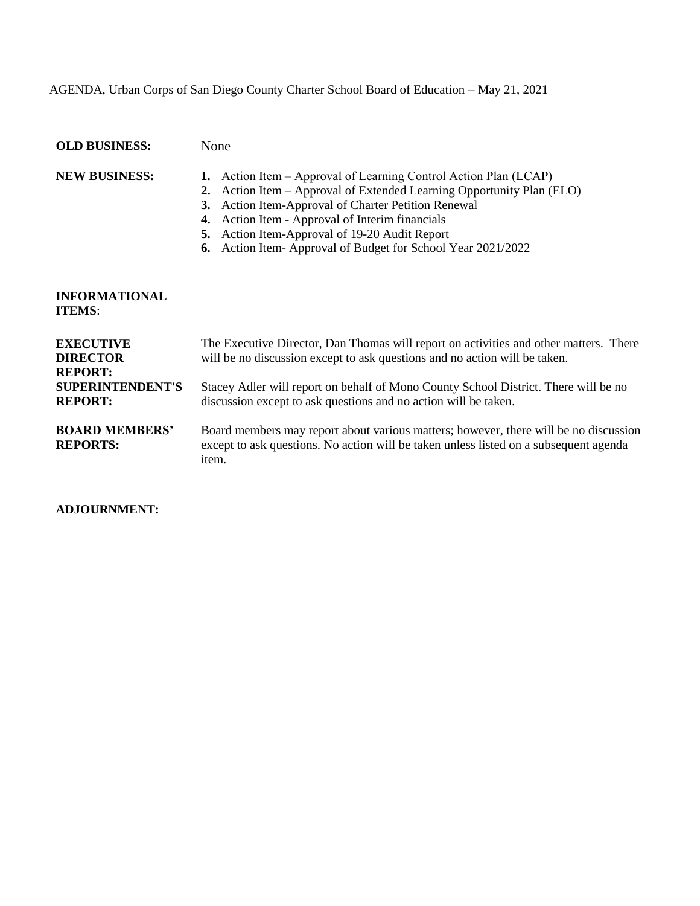AGENDA, Urban Corps of San Diego County Charter School Board of Education – May 21, 2021

**OLD BUSINESS:** None

**NEW BUSINESS:**

1. Action Item – Approval of Learning Control Action Plan (LCAP)
2. Action Item – Approval of Extended Learning Opportunity Plan (ELO)
3. Action Item-Approval of Charter Petition Renewal
4. Action Item - Approval of Interim financials
5. Action Item-Approval of 19-20 Audit Report
6. Action Item- Approval of Budget for School Year 2021/2022

**INFORMATIONAL ITEMS**:

**EXECUTIVE DIRECTOR REPORT:** The Executive Director, Dan Thomas will report on activities and other matters. There will be no discussion except to ask questions and no action will be taken.

**SUPERINTENDENT'S REPORT:** Stacey Adler will report on behalf of Mono County School District. There will be no discussion except to ask questions and no action will be taken.

**BOARD MEMBERS' REPORTS:** Board members may report about various matters; however, there will be no discussion except to ask questions. No action will be taken unless listed on a subsequent agenda item.

**ADJOURNMENT:**